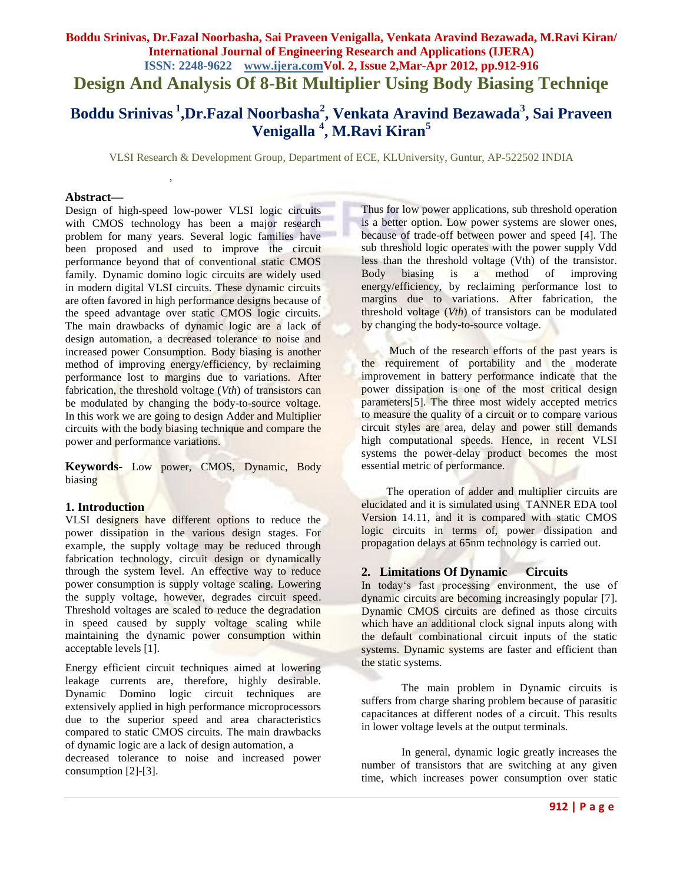# Design And Analysis Of 8-Bit Multiplier Using Body Biasing Techniqe

## Boddu Srinivas [1], Dr.Fazal Noorbasha [2], Venkata Aravind Bezawada [3], Sai Praveen Venigalla [4], M.Ravi Kiran [5]

VLSI Research & Development Group, Department of ECE, KLUniversity, Guntur, AP-522502 INDIA

**Abstract—**
Design of high-speed low-power VLSI logic circuits with CMOS technology has been a major research problem for many years. Several logic families have been proposed and used to improve the circuit performance beyond that of conventional static CMOS family. Dynamic domino logic circuits are widely used in modern digital VLSI circuits. These dynamic circuits are often favored in high performance designs because of the speed advantage over static CMOS logic circuits. The main drawbacks of dynamic logic are a lack of design automation, a decreased tolerance to noise and increased power Consumption. Body biasing is another method of improving energy/efficiency, by reclaiming performance lost to margins due to variations. After fabrication, the threshold voltage (*Vth*) of transistors can be modulated by changing the body-to-source voltage. In this work we are going to design Adder and Multiplier circuits with the body biasing technique and compare the power and performance variations.

**Keywords-** Low power, CMOS, Dynamic, Body biasing

### 1. Introduction

VLSI designers have different options to reduce the power dissipation in the various design stages. For example, the supply voltage may be reduced through fabrication technology, circuit design or dynamically through the system level. An effective way to reduce power consumption is supply voltage scaling. Lowering the supply voltage, however, degrades circuit speed. Threshold voltages are scaled to reduce the degradation in speed caused by supply voltage scaling while maintaining the dynamic power consumption within acceptable levels [1].

Energy efficient circuit techniques aimed at lowering leakage currents are, therefore, highly desirable. Dynamic Domino logic circuit techniques are extensively applied in high performance microprocessors due to the superior speed and area characteristics compared to static CMOS circuits. The main drawbacks of dynamic logic are a lack of design automation, a decreased tolerance to noise and increased power consumption [2]-[3].

Thus for low power applications, sub threshold operation is a better option. Low power systems are slower ones, because of trade-off between power and speed [4]. The sub threshold logic operates with the power supply Vdd less than the threshold voltage (Vth) of the transistor. Body biasing is a method of improving energy/efficiency, by reclaiming performance lost to margins due to variations. After fabrication, the threshold voltage (*Vth*) of transistors can be modulated by changing the body-to-source voltage.

Much of the research efforts of the past years is the requirement of portability and the moderate improvement in battery performance indicate that the power dissipation is one of the most critical design parameters[5]. The three most widely accepted metrics to measure the quality of a circuit or to compare various circuit styles are area, delay and power still demands high computational speeds. Hence, in recent VLSI systems the power-delay product becomes the most essential metric of performance.

The operation of adder and multiplier circuits are elucidated and it is simulated using TANNER EDA tool Version 14.11, and it is compared with static CMOS logic circuits in terms of, power dissipation and propagation delays at 65nm technology is carried out.

### 2. Limitations Of Dynamic Circuits

In today's fast processing environment, the use of dynamic circuits are becoming increasingly popular [7]. Dynamic CMOS circuits are defined as those circuits which have an additional clock signal inputs along with the default combinational circuit inputs of the static systems. Dynamic systems are faster and efficient than the static systems.

The main problem in Dynamic circuits is suffers from charge sharing problem because of parasitic capacitances at different nodes of a circuit. This results in lower voltage levels at the output terminals.

In general, dynamic logic greatly increases the number of transistors that are switching at any given time, which increases power consumption over static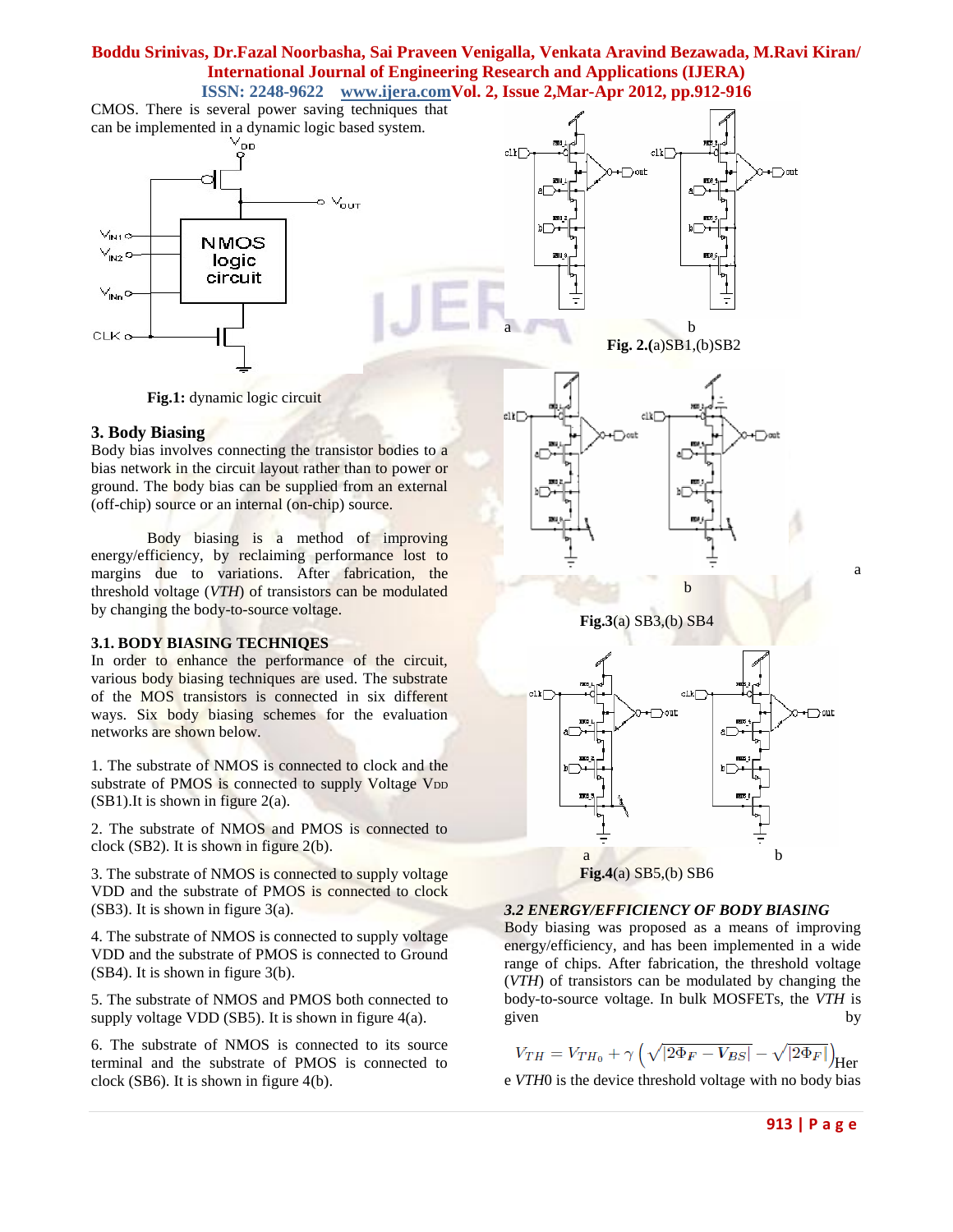CMOS. There is several power saving techniques that can be implemented in a dynamic logic based system.

**Fig.1:** dynamic logic circuit

## 3. Body Biasing

Body bias involves connecting the transistor bodies to a bias network in the circuit layout rather than to power or ground. The body bias can be supplied from an external (off-chip) source or an internal (on-chip) source.

Body biasing is a method of improving energy/efficiency, by reclaiming performance lost to margins due to variations. After fabrication, the threshold voltage (*VTH*) of transistors can be modulated by changing the body-to-source voltage.

### 3.1. BODY BIASING TECHNIQES

In order to enhance the performance of the circuit, various body biasing techniques are used. The substrate of the MOS transistors is connected in six different ways. Six body biasing schemes for the evaluation networks are shown below.

1. The substrate of NMOS is connected to clock and the substrate of PMOS is connected to supply Voltage $V_{DD}$ (SB1).It is shown in figure 2(a).

2. The substrate of NMOS and PMOS is connected to clock (SB2). It is shown in figure 2(b).

3. The substrate of NMOS is connected to supply voltage VDD and the substrate of PMOS is connected to clock (SB3). It is shown in figure 3(a).

4. The substrate of NMOS is connected to supply voltage VDD and the substrate of PMOS is connected to Ground (SB4). It is shown in figure 3(b).

5. The substrate of NMOS and PMOS both connected to supply voltage VDD (SB5). It is shown in figure 4(a).

6. The substrate of NMOS is connected to its source terminal and the substrate of PMOS is connected to clock (SB6). It is shown in figure 4(b).

**Fig. 2.(**a)SB1,(b)SB2

**Fig.3**(a) SB3,(b) SB4

**Fig.4**(a) SB5,(b) SB6

### *3.2 ENERGY/EFFICIENCY OF BODY BIASING*

Body biasing was proposed as a means of improving energy/efficiency, and has been implemented in a wide range of chips. After fabrication, the threshold voltage (*VTH*) of transistors can be modulated by changing the body-to-source voltage. In bulk MOSFETs, the *VTH* is given by

$$V_{TH} = V_{TH_0} + \gamma\left(\sqrt{|2\Phi_F - V_{BS}|} - \sqrt{|2\Phi_F|}\right)$$

Here *VTH*0 is the device threshold voltage with no body bias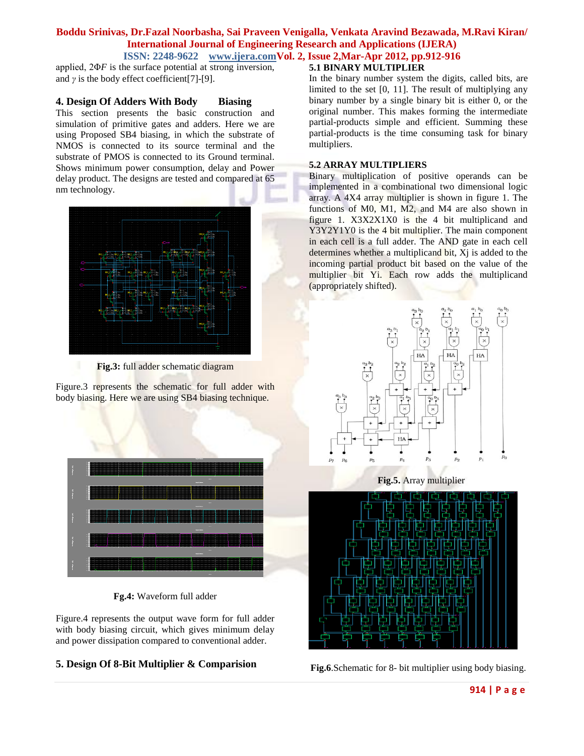applied, $2\Phi F$ is the surface potential at strong inversion, and $\gamma$ is the body effect coefficient[7]-[9].

## 4. Design Of Adders With Body Biasing

This section presents the basic construction and simulation of primitive gates and adders. Here we are using Proposed SB4 biasing, in which the substrate of NMOS is connected to its source terminal and the substrate of PMOS is connected to its Ground terminal. Shows minimum power consumption, delay and Power delay product. The designs are tested and compared at 65 nm technology.

**Fig.3:** full adder schematic diagram

Figure.3 represents the schematic for full adder with body biasing. Here we are using SB4 biasing technique.

**Fg.4:** Waveform full adder

Figure.4 represents the output wave form for full adder with body biasing circuit, which gives minimum delay and power dissipation compared to conventional adder.

## 5. Design Of 8-Bit Multiplier & Comparision

### 5.1 BINARY MULTIPLIER

In the binary number system the digits, called bits, are limited to the set [0, 11]. The result of multiplying any binary number by a single binary bit is either 0, or the original number. This makes forming the intermediate partial-products simple and efficient. Summing these partial-products is the time consuming task for binary multipliers.

### 5.2 ARRAY MULTIPLIERS

Binary multiplication of positive operands can be implemented in a combinational two dimensional logic array. A 4X4 array multiplier is shown in figure 1. The functions of M0, M1, M2, and M4 are also shown in figure 1. X3X2X1X0 is the 4 bit multiplicand and Y3Y2Y1Y0 is the 4 bit multiplier. The main component in each cell is a full adder. The AND gate in each cell determines whether a multiplicand bit, Xj is added to the incoming partial product bit based on the value of the multiplier bit Yi. Each row adds the multiplicand (appropriately shifted).

**Fig.5.** Array multiplier

**Fig.6**.Schematic for 8- bit multiplier using body biasing.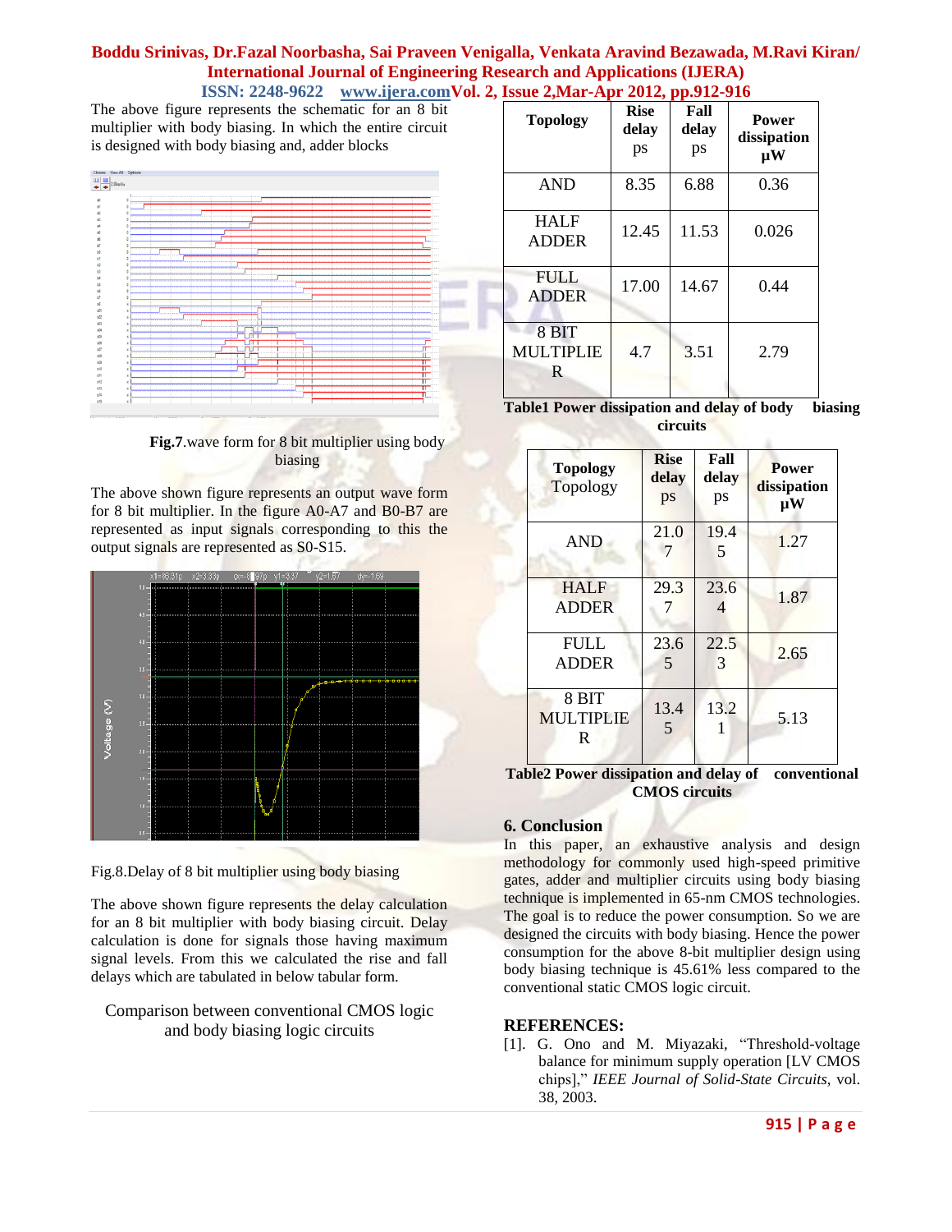The above figure represents the schematic for an 8 bit multiplier with body biasing. In which the entire circuit is designed with body biasing and, adder blocks

**Fig.7**.wave form for 8 bit multiplier using body biasing

The above shown figure represents an output wave form for 8 bit multiplier. In the figure A0-A7 and B0-B7 are represented as input signals corresponding to this the output signals are represented as S0-S15.

Fig.8.Delay of 8 bit multiplier using body biasing

The above shown figure represents the delay calculation for an 8 bit multiplier with body biasing circuit. Delay calculation is done for signals those having maximum signal levels. From this we calculated the rise and fall delays which are tabulated in below tabular form.

Comparison between conventional CMOS logic and body biasing logic circuits

| Topology | Rise delay ps | Fall delay ps | Power dissipation µW |
|---|---|---|---|
| AND | 8.35 | 6.88 | 0.36 |
| HALF ADDER | 12.45 | 11.53 | 0.026 |
| FULL ADDER | 17.00 | 14.67 | 0.44 |
| 8 BIT MULTIPLIER | 4.7 | 3.51 | 2.79 |

**Table1 Power dissipation and delay of body biasing circuits**

| Topology | Rise delay ps | Fall delay ps | Power dissipation µW |
|---|---|---|---|
| AND | 21.07 | 19.45 | 1.27 |
| HALF ADDER | 29.37 | 23.64 | 1.87 |
| FULL ADDER | 23.65 | 22.53 | 2.65 |
| 8 BIT MULTIPLIER | 13.45 | 13.21 | 5.13 |

**Table2 Power dissipation and delay of conventional CMOS circuits**

## 6. Conclusion

In this paper, an exhaustive analysis and design methodology for commonly used high-speed primitive gates, adder and multiplier circuits using body biasing technique is implemented in 65-nm CMOS technologies. The goal is to reduce the power consumption. So we are designed the circuits with body biasing. Hence the power consumption for the above 8-bit multiplier design using body biasing technique is 45.61% less compared to the conventional static CMOS logic circuit.

## REFERENCES:

[1]. G. Ono and M. Miyazaki, "Threshold-voltage balance for minimum supply operation [LV CMOS chips]," *IEEE Journal of Solid-State Circuits*, vol. 38, 2003.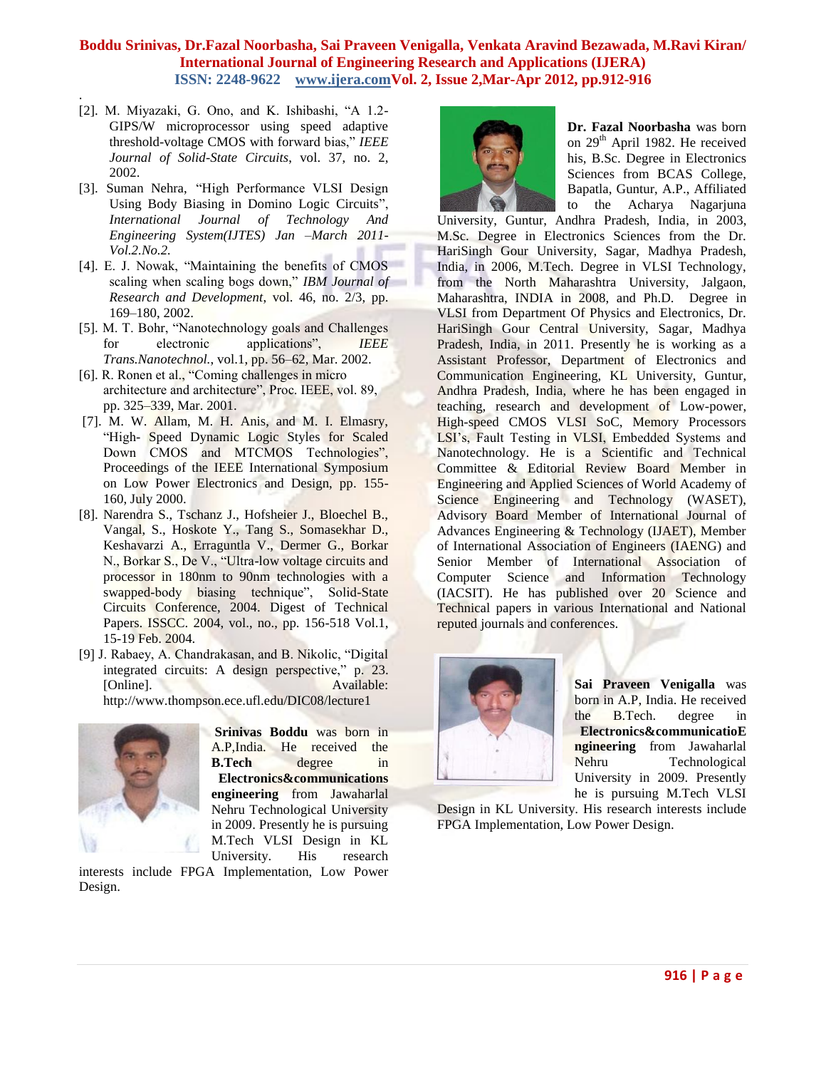.

[2]. M. Miyazaki, G. Ono, and K. Ishibashi, “A 1.2-GIPS/W microprocessor using speed adaptive threshold-voltage CMOS with forward bias,” *IEEE Journal of Solid-State Circuits*, vol. 37, no. 2, 2002.

[3]. Suman Nehra, “High Performance VLSI Design Using Body Biasing in Domino Logic Circuits”, *International Journal of Technology And Engineering System(IJTES) Jan –March 2011-Vol.2.No.2.*

[4]. E. J. Nowak, “Maintaining the benefits of CMOS scaling when scaling bogs down,” *IBM Journal of Research and Development*, vol. 46, no. 2/3, pp. 169–180, 2002.

[5]. M. T. Bohr, “Nanotechnology goals and Challenges for electronic applications”, *IEEE Trans.Nanotechnol.*, vol.1, pp. 56–62, Mar. 2002.

[6]. R. Ronen et al., “Coming challenges in micro architecture and architecture”, Proc. IEEE, vol. 89, pp. 325–339, Mar. 2001.

[7]. M. W. Allam, M. H. Anis, and M. I. Elmasry, “High- Speed Dynamic Logic Styles for Scaled Down CMOS and MTCMOS Technologies”, Proceedings of the IEEE International Symposium on Low Power Electronics and Design, pp. 155-160, July 2000.

[8]. Narendra S., Tschanz J., Hofsheier J., Bloechel B., Vangal, S., Hoskote Y., Tang S., Somasekhar D., Keshavarzi A., Erraguntla V., Dermer G., Borkar N., Borkar S., De V., “Ultra-low voltage circuits and processor in 180nm to 90nm technologies with a swapped-body biasing technique”, Solid-State Circuits Conference, 2004. Digest of Technical Papers. ISSCC. 2004, vol., no., pp. 156-518 Vol.1, 15-19 Feb. 2004.

[9] J. Rabaey, A. Chandrakasan, and B. Nikolic, “Digital integrated circuits: A design perspective,” p. 23. [Online]. Available: http://www.thompson.ece.ufl.edu/DIC08/lecture1

**Srinivas Boddu** was born in A.P,India. He received the **B.Tech** degree in **Electronics&communications engineering** from Jawaharlal Nehru Technological University in 2009. Presently he is pursuing M.Tech VLSI Design in KL University. His research interests include FPGA Implementation, Low Power Design.

**Dr. Fazal Noorbasha** was born on 29th April 1982. He received his, B.Sc. Degree in Electronics Sciences from BCAS College, Bapatla, Guntur, A.P., Affiliated to the Acharya Nagarjuna University, Guntur, Andhra Pradesh, India, in 2003, M.Sc. Degree in Electronics Sciences from the Dr. HariSingh Gour University, Sagar, Madhya Pradesh, India, in 2006, M.Tech. Degree in VLSI Technology, from the North Maharashtra University, Jalgaon, Maharashtra, INDIA in 2008, and Ph.D. Degree in VLSI from Department Of Physics and Electronics, Dr. HariSingh Gour Central University, Sagar, Madhya Pradesh, India, in 2011. Presently he is working as a Assistant Professor, Department of Electronics and Communication Engineering, KL University, Guntur, Andhra Pradesh, India, where he has been engaged in teaching, research and development of Low-power, High-speed CMOS VLSI SoC, Memory Processors LSI's, Fault Testing in VLSI, Embedded Systems and Nanotechnology. He is a Scientific and Technical Committee & Editorial Review Board Member in Engineering and Applied Sciences of World Academy of Science Engineering and Technology (WASET), Advisory Board Member of International Journal of Advances Engineering & Technology (IJAET), Member of International Association of Engineers (IAENG) and Senior Member of International Association of Computer Science and Information Technology (IACSIT). He has published over 20 Science and Technical papers in various International and National reputed journals and conferences.

**Sai Praveen Venigalla** was born in A.P, India. He received the B.Tech. degree in **Electronics&communicatioEngineering** from Jawaharlal Nehru Technological University in 2009. Presently he is pursuing M.Tech VLSI Design in KL University. His research interests include FPGA Implementation, Low Power Design.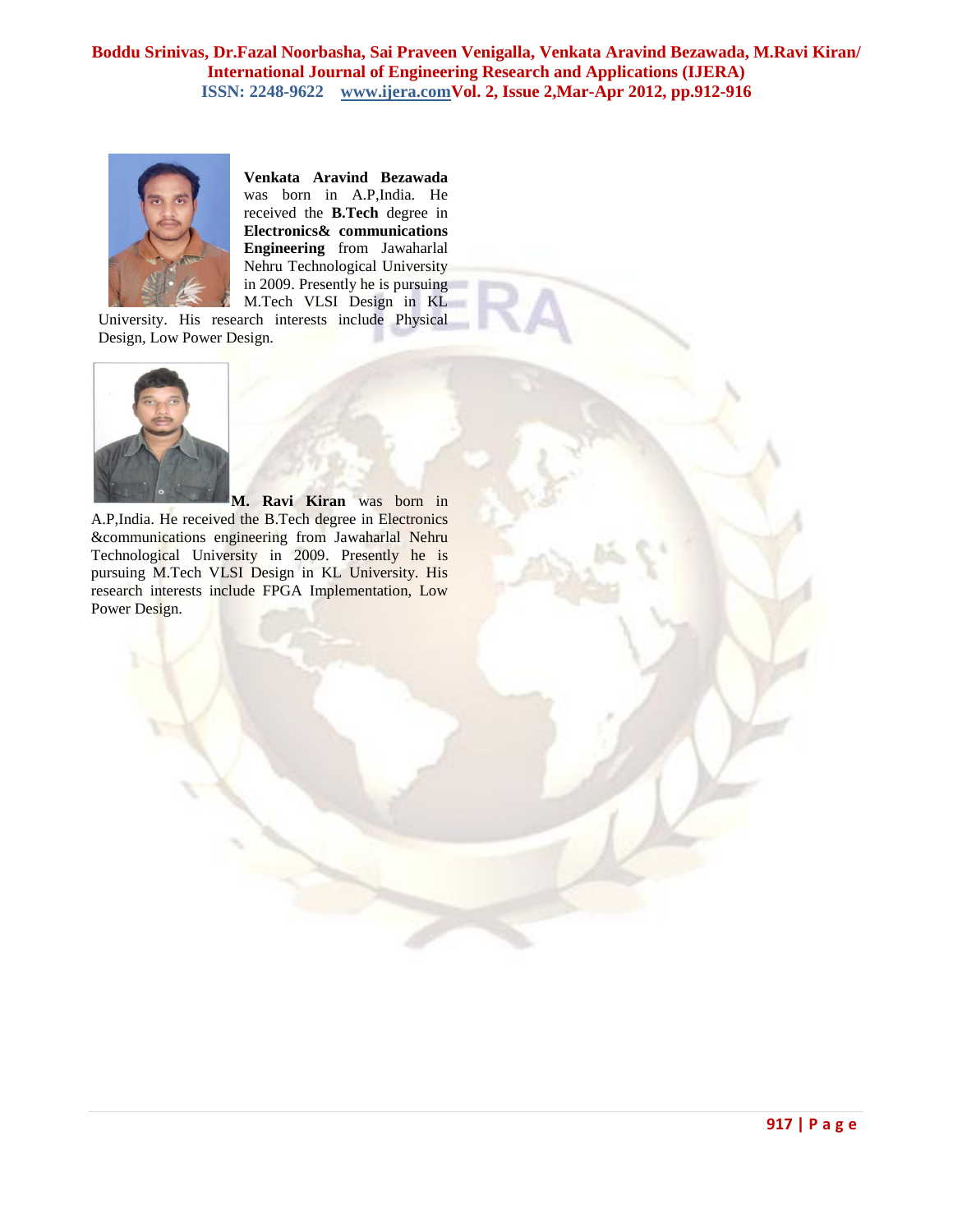**Venkata Aravind Bezawada** was born in A.P,India. He received the **B.Tech** degree in **Electronics& communications Engineering** from Jawaharlal Nehru Technological University in 2009. Presently he is pursuing M.Tech VLSI Design in KL University. His research interests include Physical Design, Low Power Design.

**M. Ravi Kiran** was born in A.P,India. He received the B.Tech degree in Electronics &communications engineering from Jawaharlal Nehru Technological University in 2009. Presently he is pursuing M.Tech VLSI Design in KL University. His research interests include FPGA Implementation, Low Power Design.